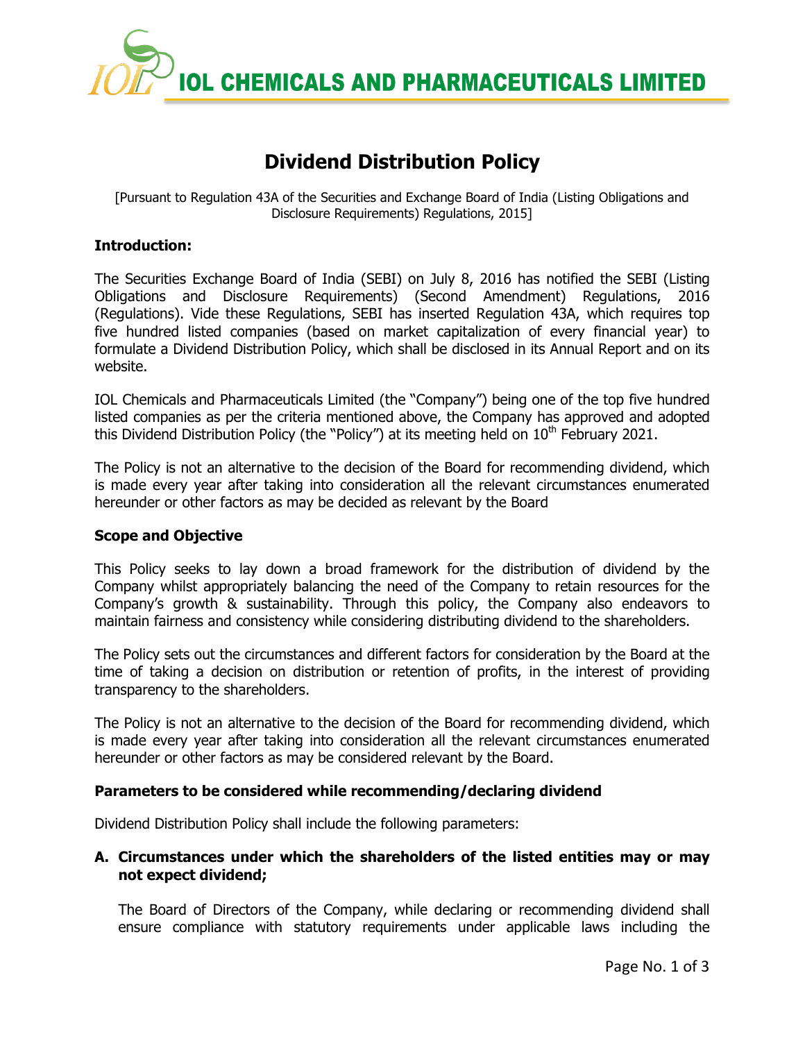# IOL CHEMICALS AND PHARMACEUTICALS LIMITED

## Dividend Distribution Policy

[Pursuant to Regulation 43A of the Securities and Exchange Board of India (Listing Obligations and Disclosure Requirements) Regulations, 2015]

### Introduction:

The Securities Exchange Board of India (SEBI) on July 8, 2016 has notified the SEBI (Listing Obligations and Disclosure Requirements) (Second Amendment) Regulations, 2016 (Regulations). Vide these Regulations, SEBI has inserted Regulation 43A, which requires top five hundred listed companies (based on market capitalization of every financial year) to formulate a Dividend Distribution Policy, which shall be disclosed in its Annual Report and on its website.

IOL Chemicals and Pharmaceuticals Limited (the "Company") being one of the top five hundred listed companies as per the criteria mentioned above, the Company has approved and adopted this Dividend Distribution Policy (the "Policy") at its meeting held on 10th February 2021.

The Policy is not an alternative to the decision of the Board for recommending dividend, which is made every year after taking into consideration all the relevant circumstances enumerated hereunder or other factors as may be decided as relevant by the Board

### Scope and Objective

This Policy seeks to lay down a broad framework for the distribution of dividend by the Company whilst appropriately balancing the need of the Company to retain resources for the Company's growth & sustainability. Through this policy, the Company also endeavors to maintain fairness and consistency while considering distributing dividend to the shareholders.

The Policy sets out the circumstances and different factors for consideration by the Board at the time of taking a decision on distribution or retention of profits, in the interest of providing transparency to the shareholders.

The Policy is not an alternative to the decision of the Board for recommending dividend, which is made every year after taking into consideration all the relevant circumstances enumerated hereunder or other factors as may be considered relevant by the Board.

### Parameters to be considered while recommending/declaring dividend

Dividend Distribution Policy shall include the following parameters:

**A. Circumstances under which the shareholders of the listed entities may or may not expect dividend;**

The Board of Directors of the Company, while declaring or recommending dividend shall ensure compliance with statutory requirements under applicable laws including the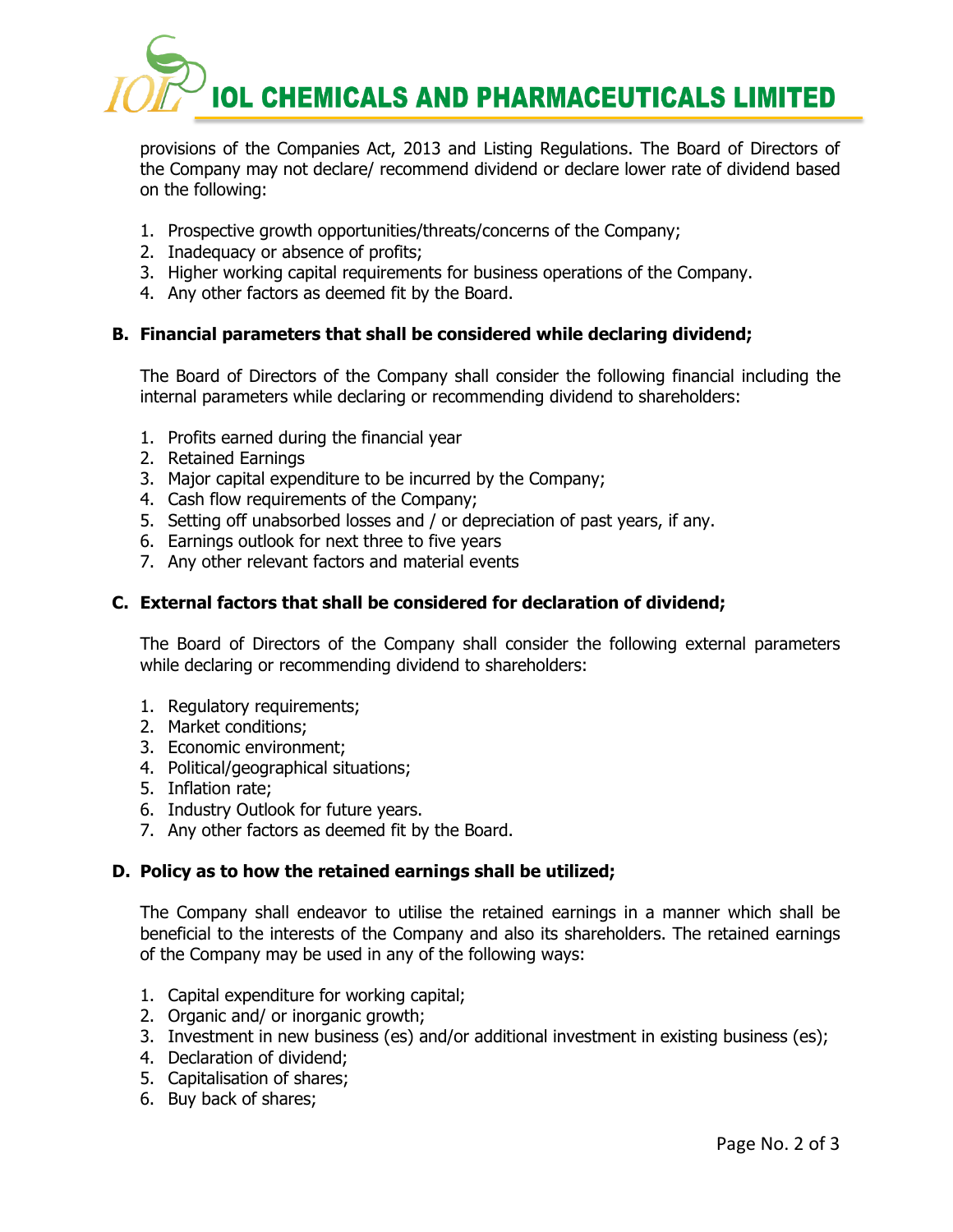provisions of the Companies Act, 2013 and Listing Regulations. The Board of Directors of the Company may not declare/ recommend dividend or declare lower rate of dividend based on the following:

1. Prospective growth opportunities/threats/concerns of the Company;
2. Inadequacy or absence of profits;
3. Higher working capital requirements for business operations of the Company.
4. Any other factors as deemed fit by the Board.

### B. Financial parameters that shall be considered while declaring dividend;

The Board of Directors of the Company shall consider the following financial including the internal parameters while declaring or recommending dividend to shareholders:

1. Profits earned during the financial year
2. Retained Earnings
3. Major capital expenditure to be incurred by the Company;
4. Cash flow requirements of the Company;
5. Setting off unabsorbed losses and / or depreciation of past years, if any.
6. Earnings outlook for next three to five years
7. Any other relevant factors and material events

### C. External factors that shall be considered for declaration of dividend;

The Board of Directors of the Company shall consider the following external parameters while declaring or recommending dividend to shareholders:

1. Regulatory requirements;
2. Market conditions;
3. Economic environment;
4. Political/geographical situations;
5. Inflation rate;
6. Industry Outlook for future years.
7. Any other factors as deemed fit by the Board.

### D. Policy as to how the retained earnings shall be utilized;

The Company shall endeavor to utilise the retained earnings in a manner which shall be beneficial to the interests of the Company and also its shareholders. The retained earnings of the Company may be used in any of the following ways:

1. Capital expenditure for working capital;
2. Organic and/ or inorganic growth;
3. Investment in new business (es) and/or additional investment in existing business (es);
4. Declaration of dividend;
5. Capitalisation of shares;
6. Buy back of shares;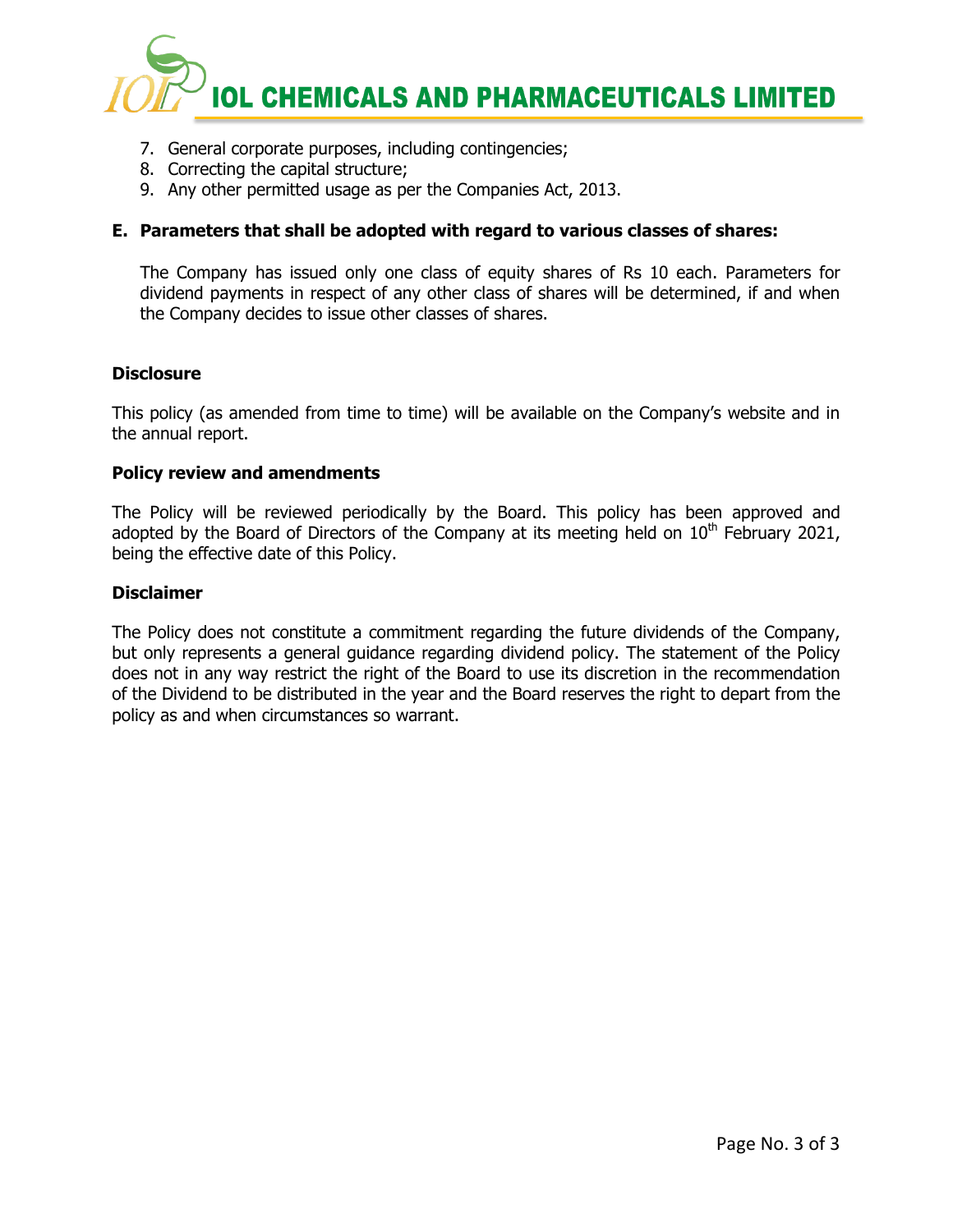7. General corporate purposes, including contingencies;
8. Correcting the capital structure;
9. Any other permitted usage as per the Companies Act, 2013.

**E. Parameters that shall be adopted with regard to various classes of shares:**

The Company has issued only one class of equity shares of Rs 10 each. Parameters for dividend payments in respect of any other class of shares will be determined, if and when the Company decides to issue other classes of shares.

**Disclosure**

This policy (as amended from time to time) will be available on the Company's website and in the annual report.

**Policy review and amendments**

The Policy will be reviewed periodically by the Board. This policy has been approved and adopted by the Board of Directors of the Company at its meeting held on 10th February 2021, being the effective date of this Policy.

**Disclaimer**

The Policy does not constitute a commitment regarding the future dividends of the Company, but only represents a general guidance regarding dividend policy. The statement of the Policy does not in any way restrict the right of the Board to use its discretion in the recommendation of the Dividend to be distributed in the year and the Board reserves the right to depart from the policy as and when circumstances so warrant.